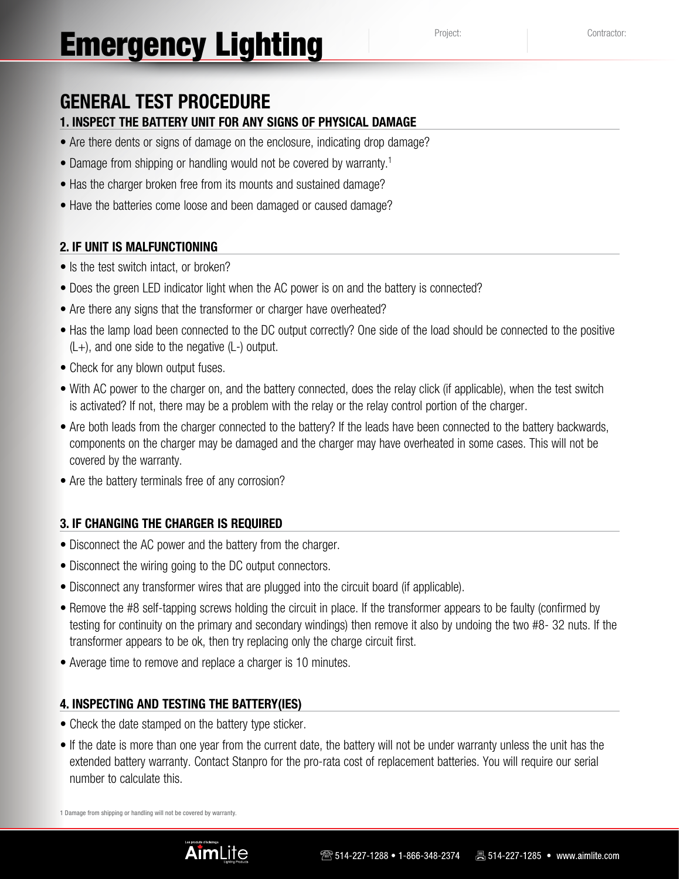# Emergency Lighting

Project:

Contractor:

## GENERAL TEST PROCEDURE

### 1. INSPECT THE BATTERY UNIT FOR ANY SIGNS OF PHYSICAL DAMAGE

- Are there dents or signs of damage on the enclosure, indicating drop damage?
- Damage from shipping or handling would not be covered by warranty.[1]
- Has the charger broken free from its mounts and sustained damage?
- Have the batteries come loose and been damaged or caused damage?

### 2. IF UNIT IS MALFUNCTIONING

- Is the test switch intact, or broken?
- Does the green LED indicator light when the AC power is on and the battery is connected?
- Are there any signs that the transformer or charger have overheated?
- Has the lamp load been connected to the DC output correctly? One side of the load should be connected to the positive (L+), and one side to the negative (L-) output.
- Check for any blown output fuses.
- With AC power to the charger on, and the battery connected, does the relay click (if applicable), when the test switch is activated? If not, there may be a problem with the relay or the relay control portion of the charger.
- Are both leads from the charger connected to the battery? If the leads have been connected to the battery backwards, components on the charger may be damaged and the charger may have overheated in some cases. This will not be covered by the warranty.
- Are the battery terminals free of any corrosion?

### 3. IF CHANGING THE CHARGER IS REQUIRED

- Disconnect the AC power and the battery from the charger.
- Disconnect the wiring going to the DC output connectors.
- Disconnect any transformer wires that are plugged into the circuit board (if applicable).
- Remove the #8 self-tapping screws holding the circuit in place. If the transformer appears to be faulty (confirmed by testing for continuity on the primary and secondary windings) then remove it also by undoing the two #8- 32 nuts. If the transformer appears to be ok, then try replacing only the charge circuit first.
- Average time to remove and replace a charger is 10 minutes.

### 4. INSPECTING AND TESTING THE BATTERY(IES)

- Check the date stamped on the battery type sticker.
- If the date is more than one year from the current date, the battery will not be under warranty unless the unit has the extended battery warranty. Contact Stanpro for the pro-rata cost of replacement batteries. You will require our serial number to calculate this.

1 Damage from shipping or handling will not be covered by warranty.

AimLite ☎ 514-227-1288 • 1-866-348-2374 514-227-1285 • www.aimlite.com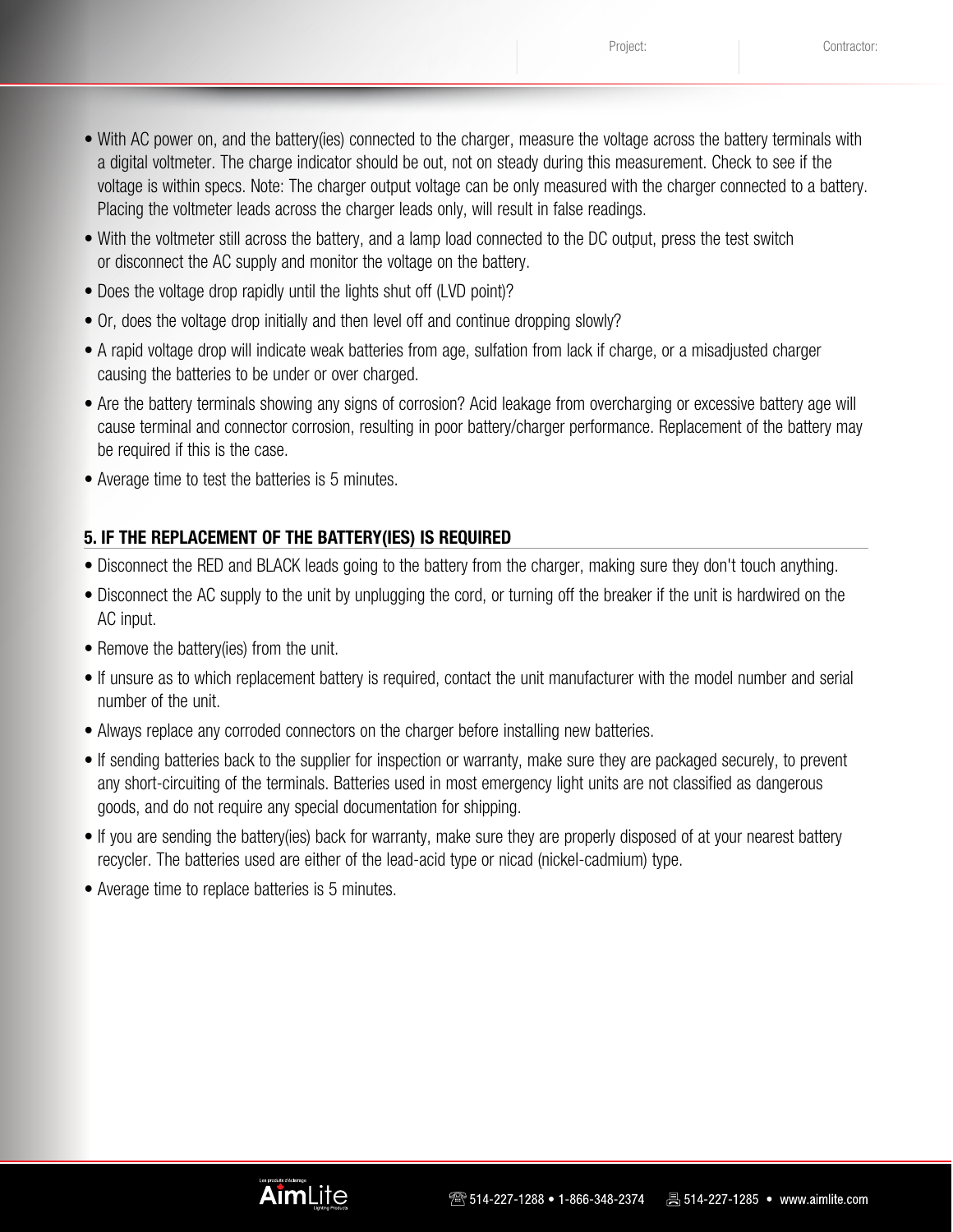- With AC power on, and the battery(ies) connected to the charger, measure the voltage across the battery terminals with a digital voltmeter. The charge indicator should be out, not on steady during this measurement. Check to see if the voltage is within specs. Note: The charger output voltage can be only measured with the charger connected to a battery. Placing the voltmeter leads across the charger leads only, will result in false readings.
- With the voltmeter still across the battery, and a lamp load connected to the DC output, press the test switch or disconnect the AC supply and monitor the voltage on the battery.
- Does the voltage drop rapidly until the lights shut off (LVD point)?
- Or, does the voltage drop initially and then level off and continue dropping slowly?
- A rapid voltage drop will indicate weak batteries from age, sulfation from lack if charge, or a misadjusted charger causing the batteries to be under or over charged.
- Are the battery terminals showing any signs of corrosion? Acid leakage from overcharging or excessive battery age will cause terminal and connector corrosion, resulting in poor battery/charger performance. Replacement of the battery may be required if this is the case.
- Average time to test the batteries is 5 minutes.

## 5. IF THE REPLACEMENT OF THE BATTERY(IES) IS REQUIRED

- Disconnect the RED and BLACK leads going to the battery from the charger, making sure they don't touch anything.
- Disconnect the AC supply to the unit by unplugging the cord, or turning off the breaker if the unit is hardwired on the AC input.
- Remove the battery(ies) from the unit.
- If unsure as to which replacement battery is required, contact the unit manufacturer with the model number and serial number of the unit.
- Always replace any corroded connectors on the charger before installing new batteries.
- If sending batteries back to the supplier for inspection or warranty, make sure they are packaged securely, to prevent any short-circuiting of the terminals. Batteries used in most emergency light units are not classified as dangerous goods, and do not require any special documentation for shipping.
- If you are sending the battery(ies) back for warranty, make sure they are properly disposed of at your nearest battery recycler. The batteries used are either of the lead-acid type or nicad (nickel-cadmium) type.
- Average time to replace batteries is 5 minutes.